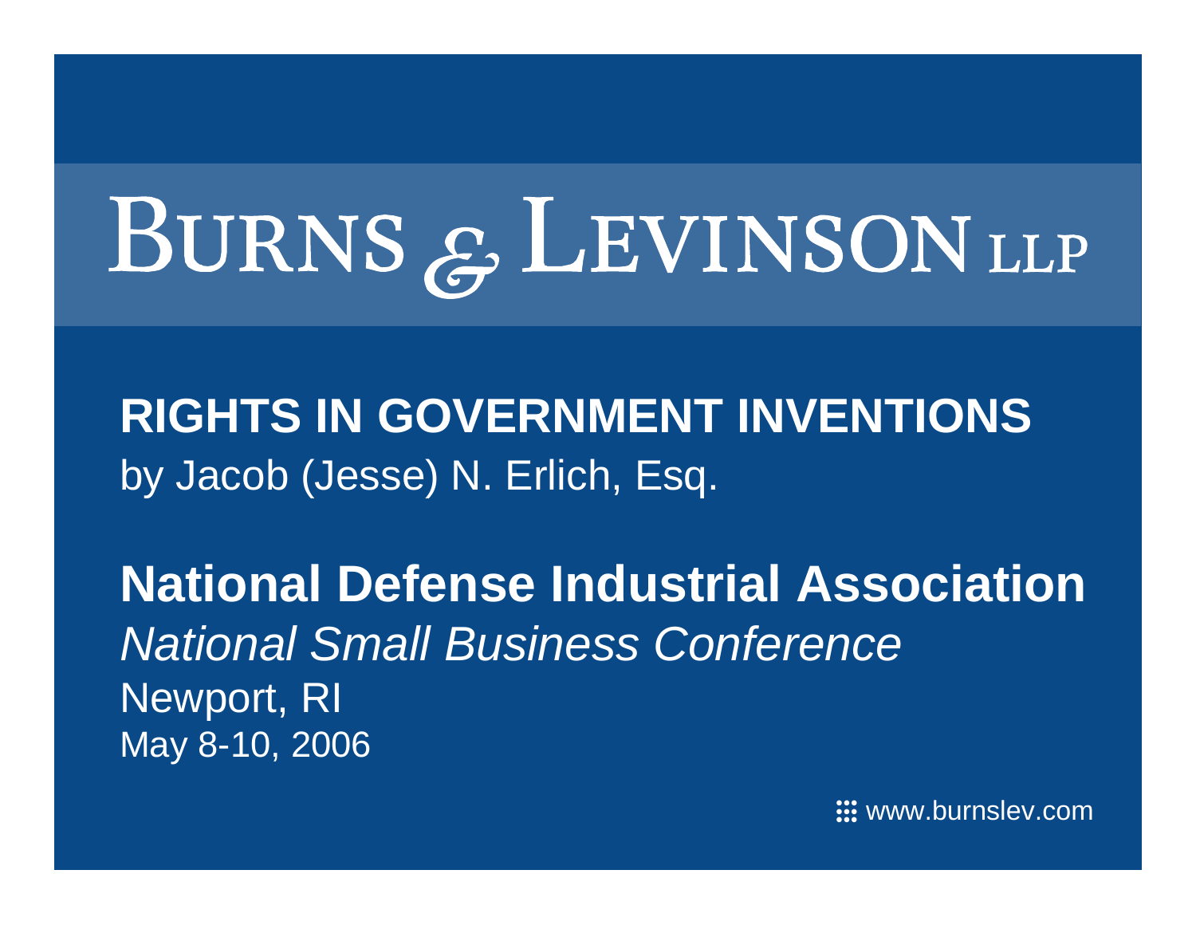# BURNS & LEVINSON LLP

## RIGHTS IN GOVERNMENT INVENTIONS

by Jacob (Jesse) N. Erlich, Esq.

**National Defense Industrial Association**

*National Small Business Conference*

Newport, RI

May 8-10, 2006

www.burnslev.com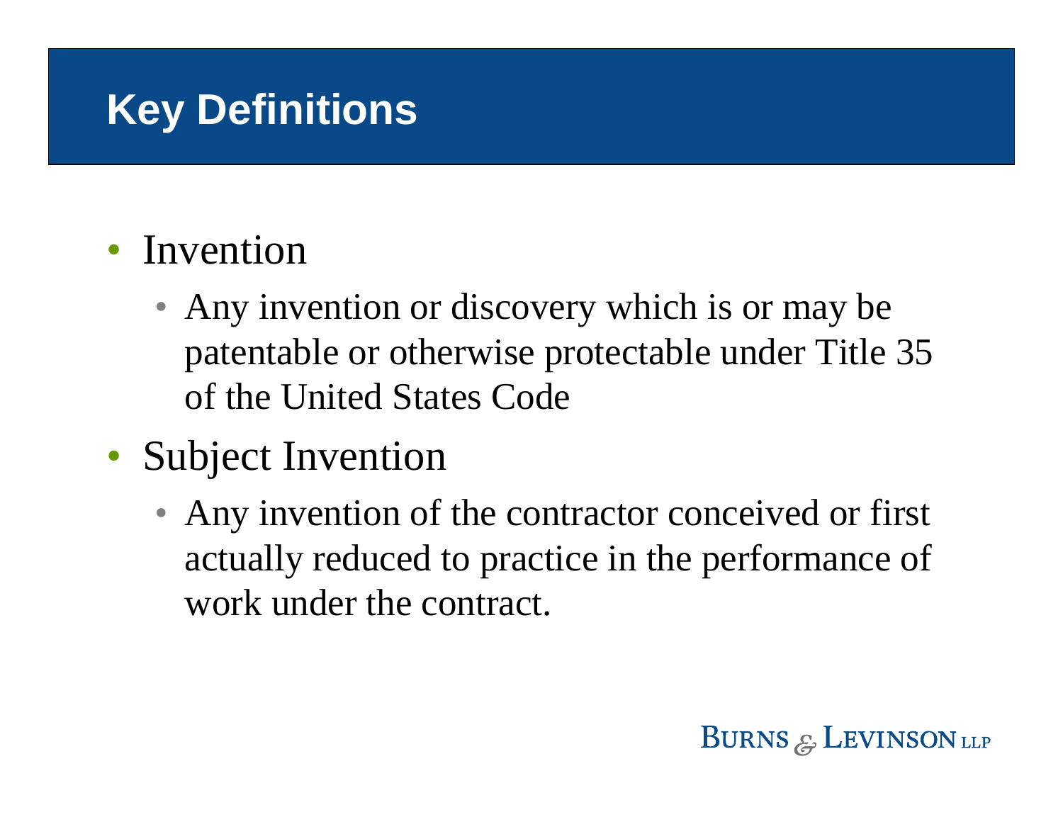# Key Definitions

- Invention
  - Any invention or discovery which is or may be patentable or otherwise protectable under Title 35 of the United States Code
- Subject Invention
  - Any invention of the contractor conceived or first actually reduced to practice in the performance of work under the contract.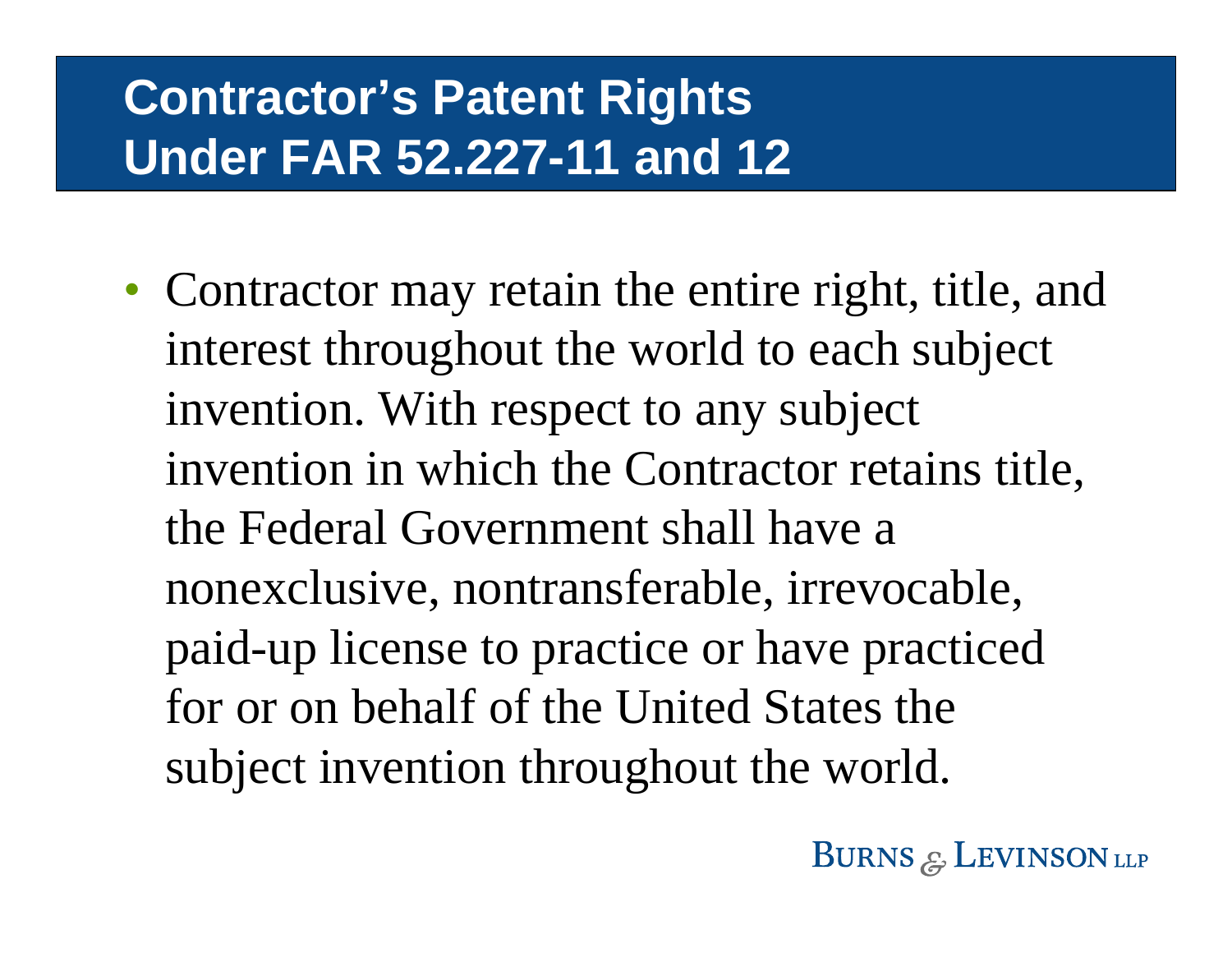# Contractor's Patent Rights Under FAR 52.227-11 and 12

- Contractor may retain the entire right, title, and interest throughout the world to each subject invention. With respect to any subject invention in which the Contractor retains title, the Federal Government shall have a nonexclusive, nontransferable, irrevocable, paid-up license to practice or have practiced for or on behalf of the United States the subject invention throughout the world.

BURNS & LEVINSON LLP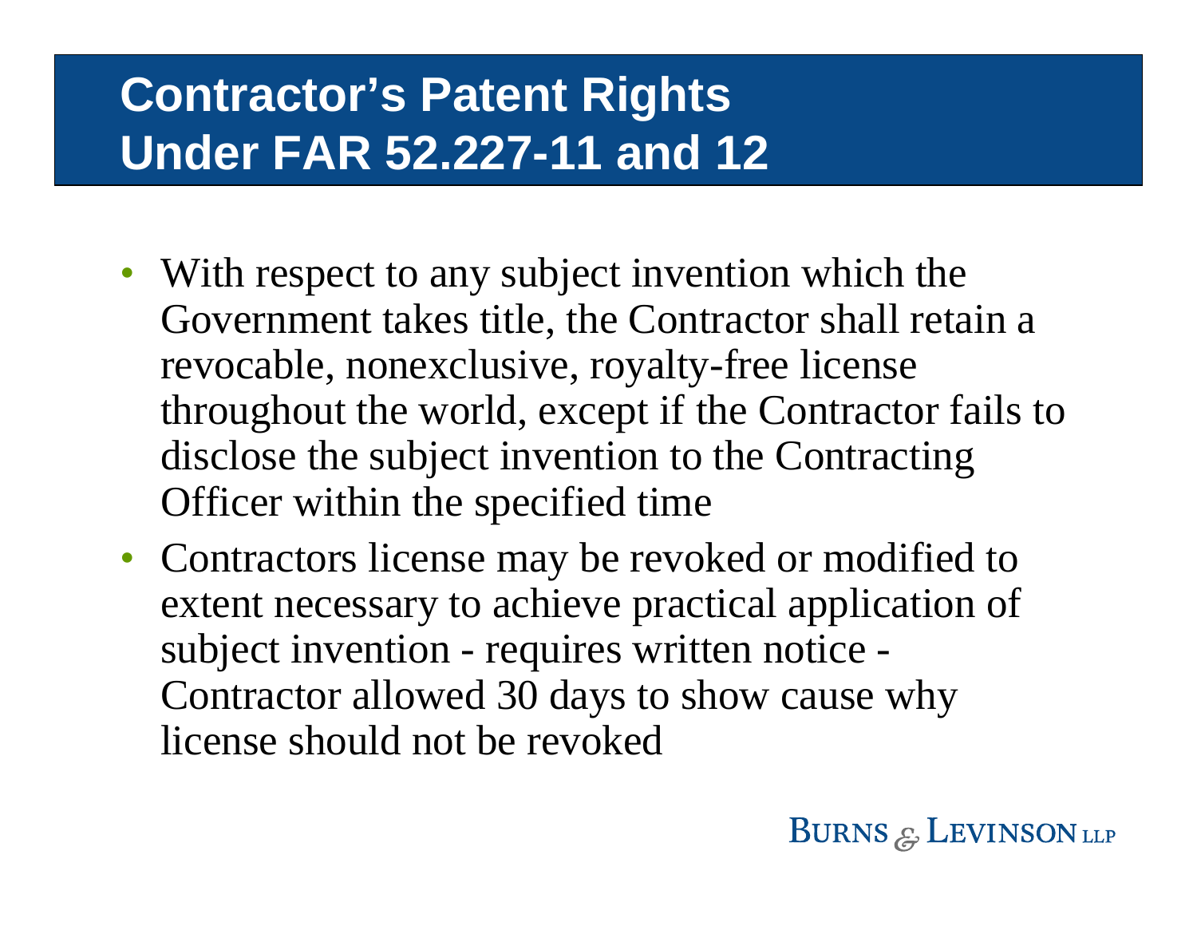# Contractor's Patent Rights Under FAR 52.227-11 and 12

- With respect to any subject invention which the Government takes title, the Contractor shall retain a revocable, nonexclusive, royalty-free license throughout the world, except if the Contractor fails to disclose the subject invention to the Contracting Officer within the specified time
- Contractors license may be revoked or modified to extent necessary to achieve practical application of subject invention - requires written notice - Contractor allowed 30 days to show cause why license should not be revoked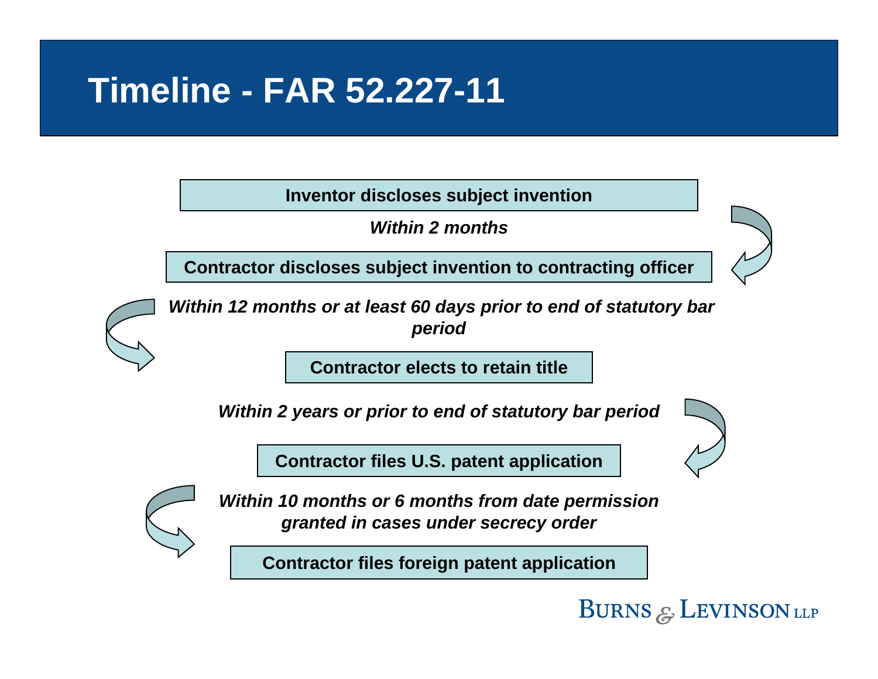# Timeline - FAR 52.227-11

**Inventor discloses subject invention**

***Within 2 months***

**Contractor discloses subject invention to contracting officer**

***Within 12 months or at least 60 days prior to end of statutory bar period***

**Contractor elects to retain title**

***Within 2 years or prior to end of statutory bar period***

**Contractor files U.S. patent application**

***Within 10 months or 6 months from date permission granted in cases under secrecy order***

**Contractor files foreign patent application**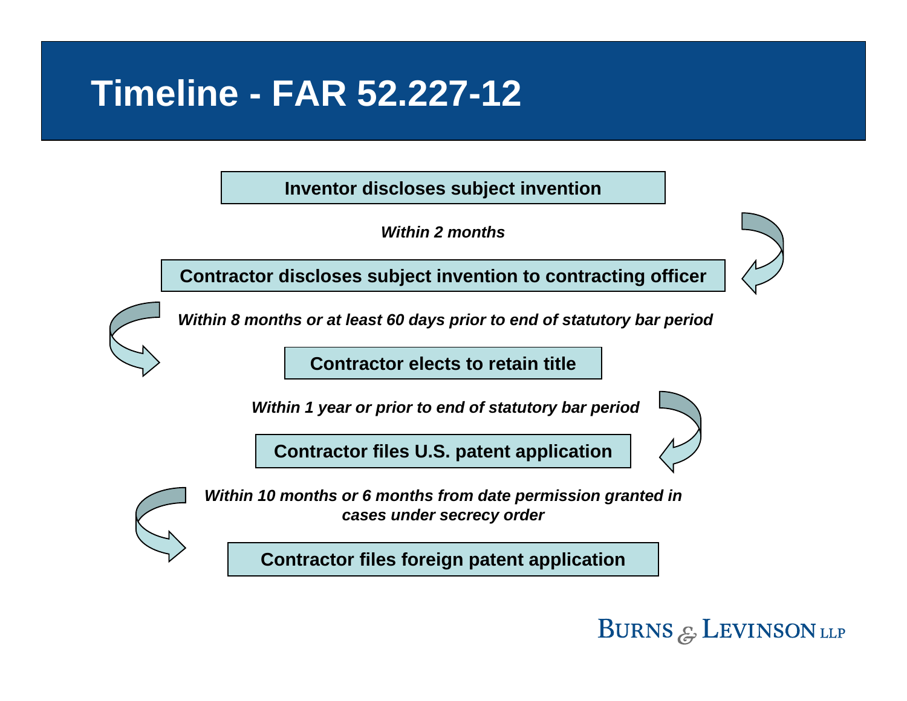# Timeline - FAR 52.227-12

**Inventor discloses subject invention**

*Within 2 months*

**Contractor discloses subject invention to contracting officer**

*Within 8 months or at least 60 days prior to end of statutory bar period*

**Contractor elects to retain title**

*Within 1 year or prior to end of statutory bar period*

**Contractor files U.S. patent application**

*Within 10 months or 6 months from date permission granted in cases under secrecy order*

**Contractor files foreign patent application**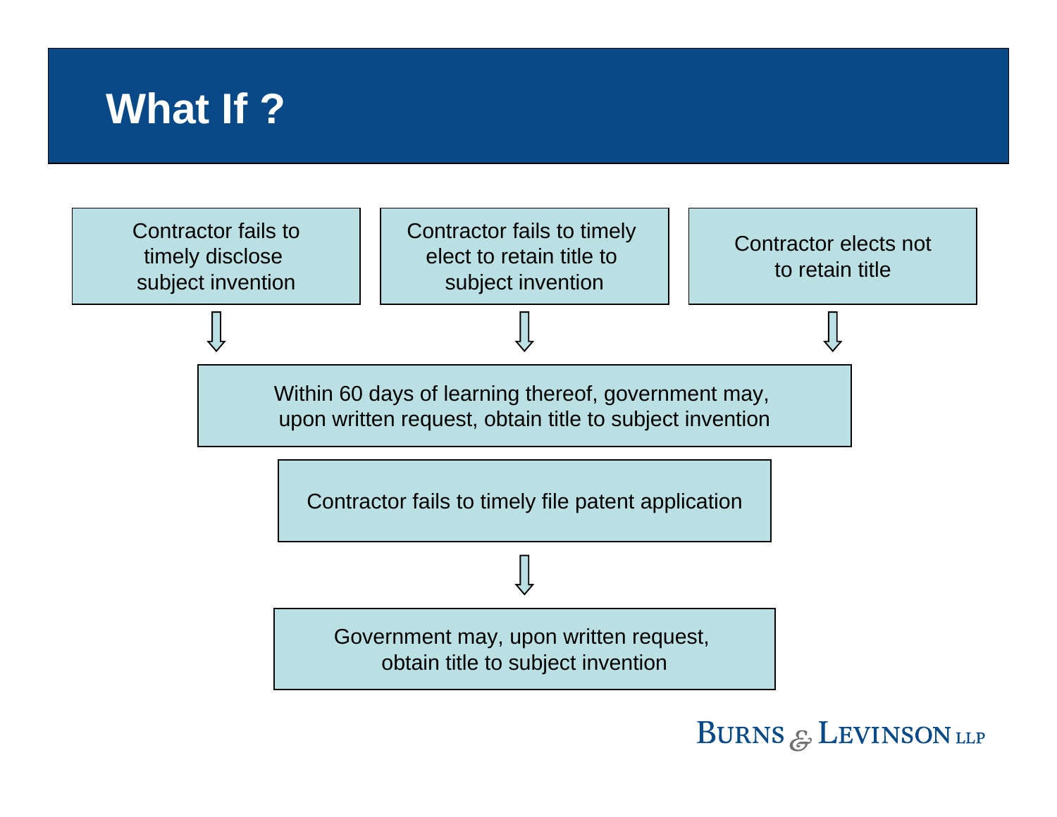# What If ?

Contractor fails to timely disclose subject invention

Contractor fails to timely elect to retain title to subject invention

Contractor elects not to retain title

⇓

Within 60 days of learning thereof, government may, upon written request, obtain title to subject invention

Contractor fails to timely file patent application

⇓

Government may, upon written request, obtain title to subject invention

BURNS & LEVINSON LLP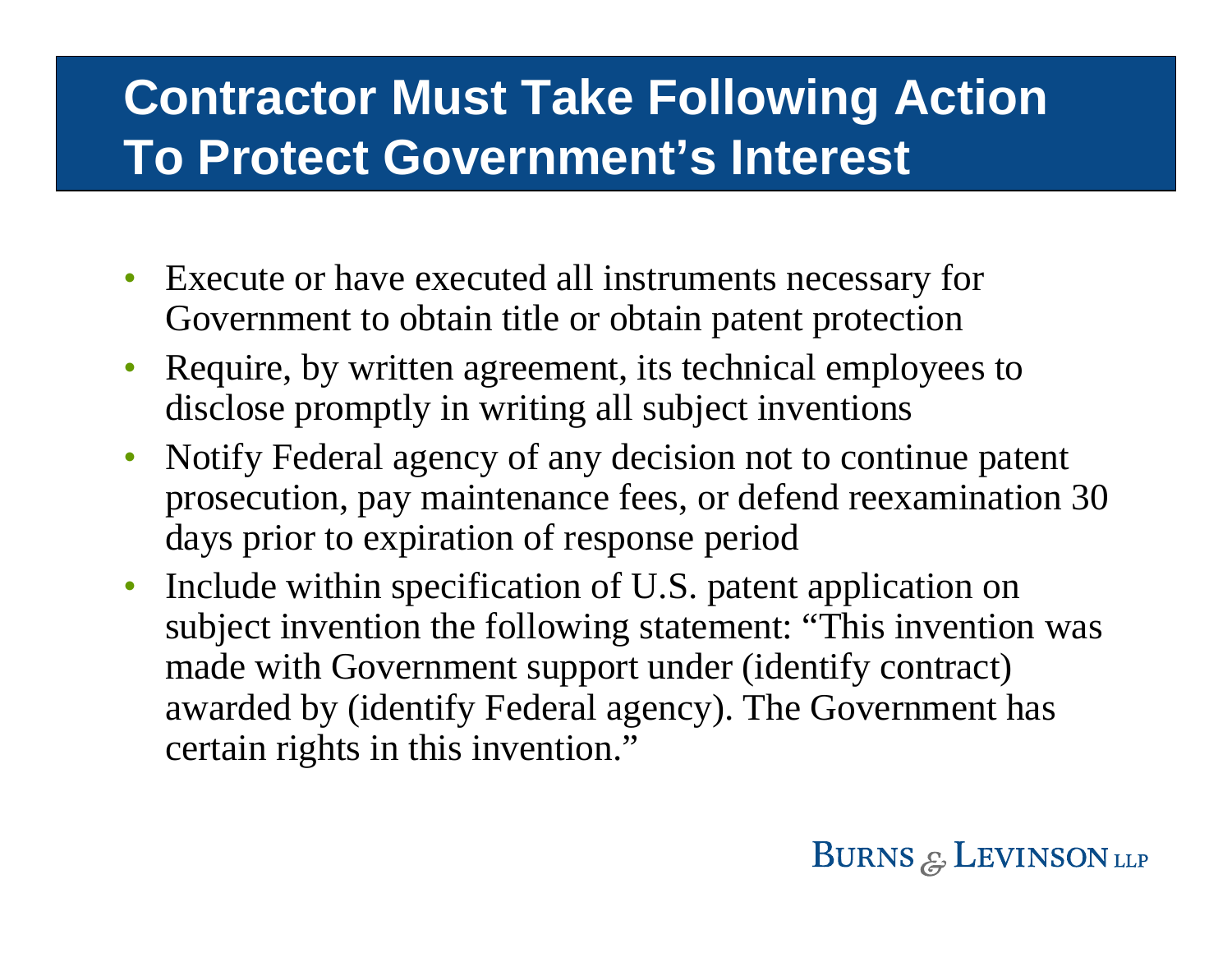# Contractor Must Take Following Action To Protect Government's Interest

- Execute or have executed all instruments necessary for Government to obtain title or obtain patent protection
- Require, by written agreement, its technical employees to disclose promptly in writing all subject inventions
- Notify Federal agency of any decision not to continue patent prosecution, pay maintenance fees, or defend reexamination 30 days prior to expiration of response period
- Include within specification of U.S. patent application on subject invention the following statement: "This invention was made with Government support under (identify contract) awarded by (identify Federal agency). The Government has certain rights in this invention."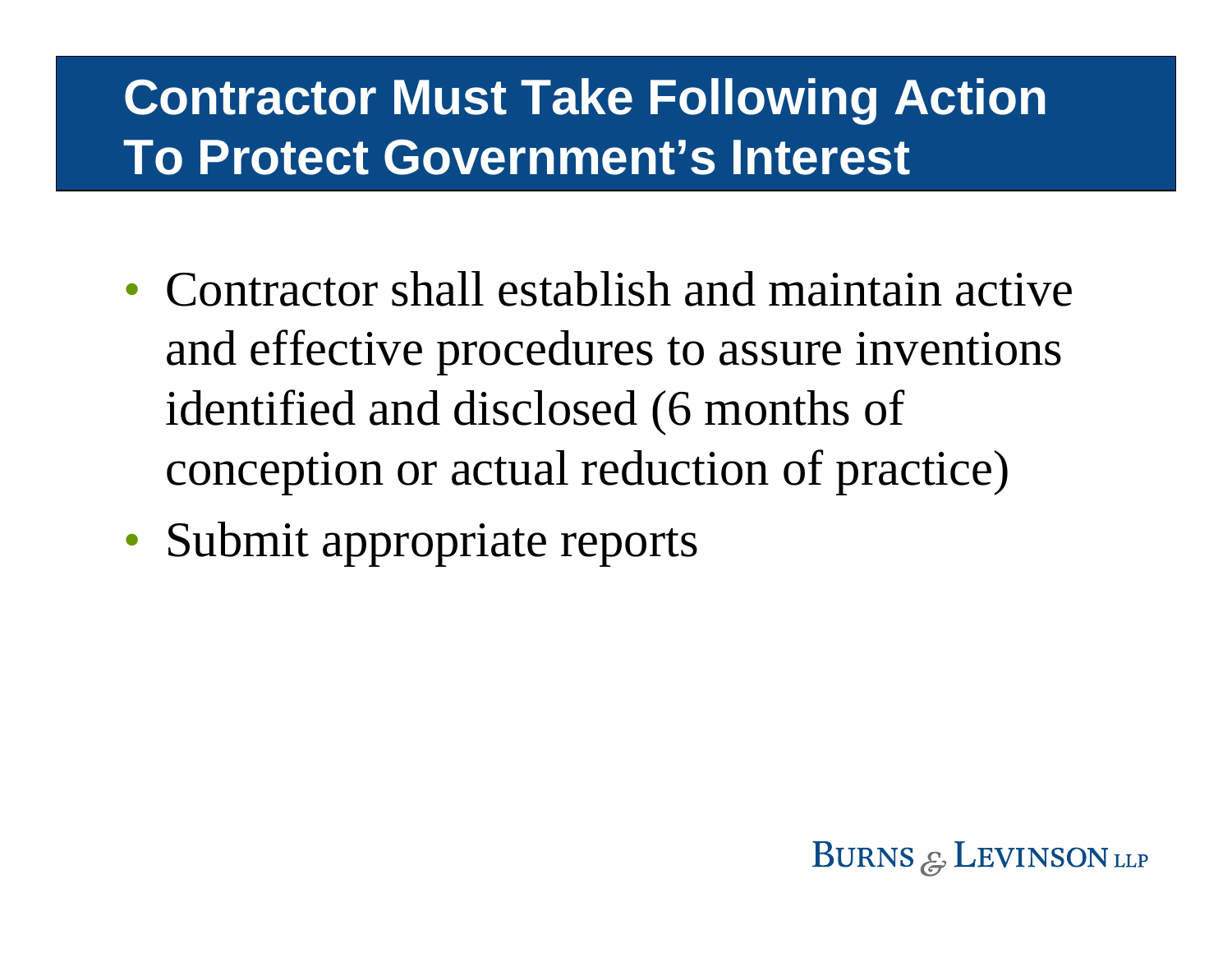# Contractor Must Take Following Action To Protect Government's Interest

- Contractor shall establish and maintain active and effective procedures to assure inventions identified and disclosed (6 months of conception or actual reduction of practice)
- Submit appropriate reports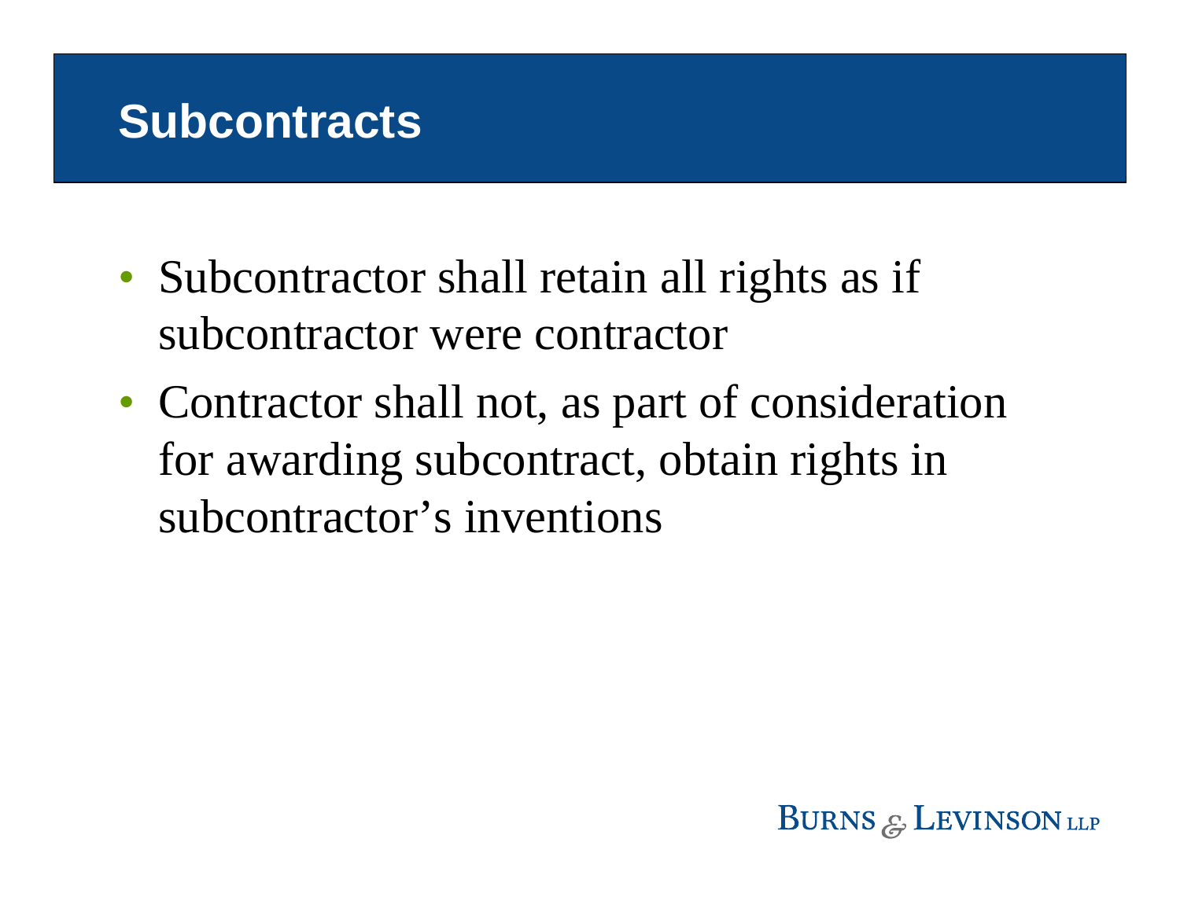# Subcontracts

- Subcontractor shall retain all rights as if subcontractor were contractor
- Contractor shall not, as part of consideration for awarding subcontract, obtain rights in subcontractor's inventions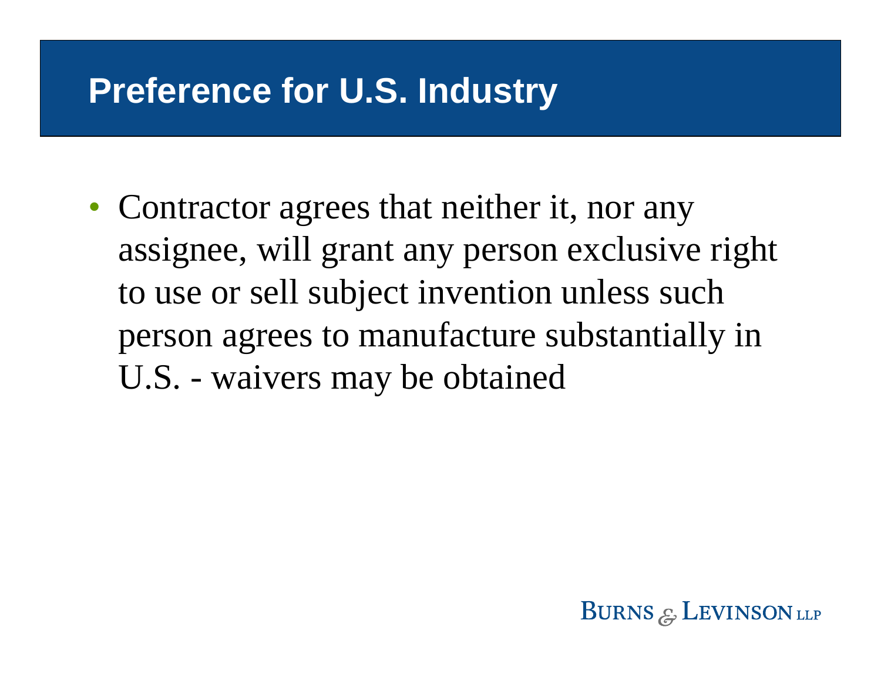# Preference for U.S. Industry

- Contractor agrees that neither it, nor any assignee, will grant any person exclusive right to use or sell subject invention unless such person agrees to manufacture substantially in U.S. - waivers may be obtained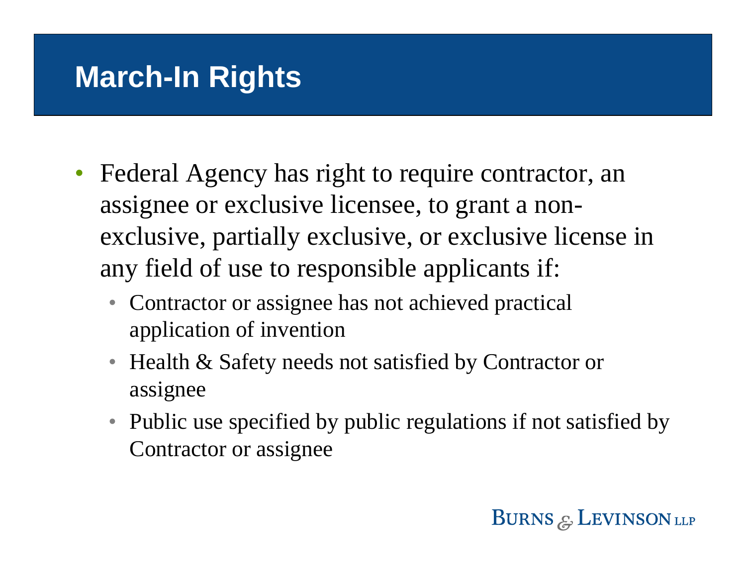# March-In Rights

- Federal Agency has right to require contractor, an assignee or exclusive licensee, to grant a non-exclusive, partially exclusive, or exclusive license in any field of use to responsible applicants if:
  - Contractor or assignee has not achieved practical application of invention
  - Health & Safety needs not satisfied by Contractor or assignee
  - Public use specified by public regulations if not satisfied by Contractor or assignee

BURNS & LEVINSON LLP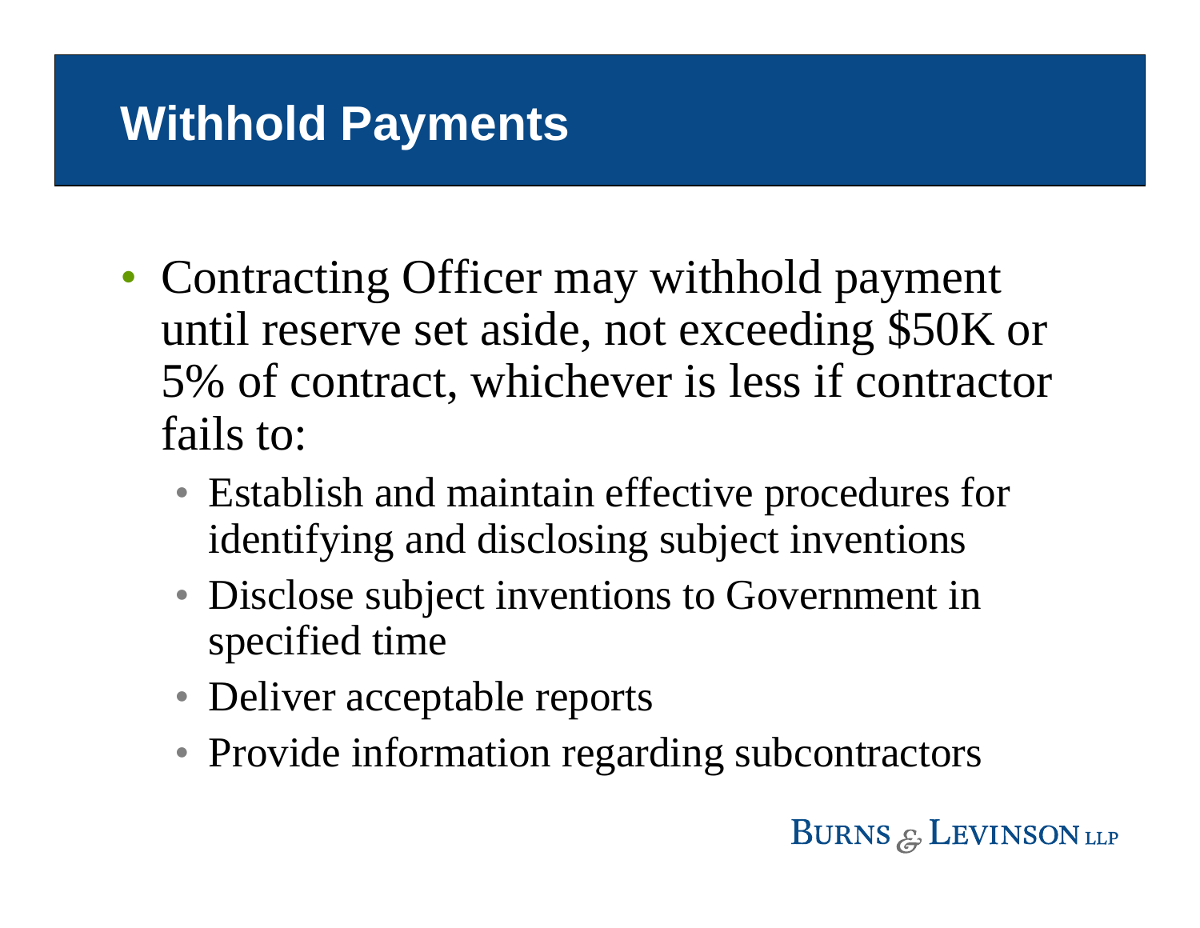# Withhold Payments

- Contracting Officer may withhold payment until reserve set aside, not exceeding $50K or 5% of contract, whichever is less if contractor fails to:
  - Establish and maintain effective procedures for identifying and disclosing subject inventions
  - Disclose subject inventions to Government in specified time
  - Deliver acceptable reports
  - Provide information regarding subcontractors

BURNS & LEVINSON LLP